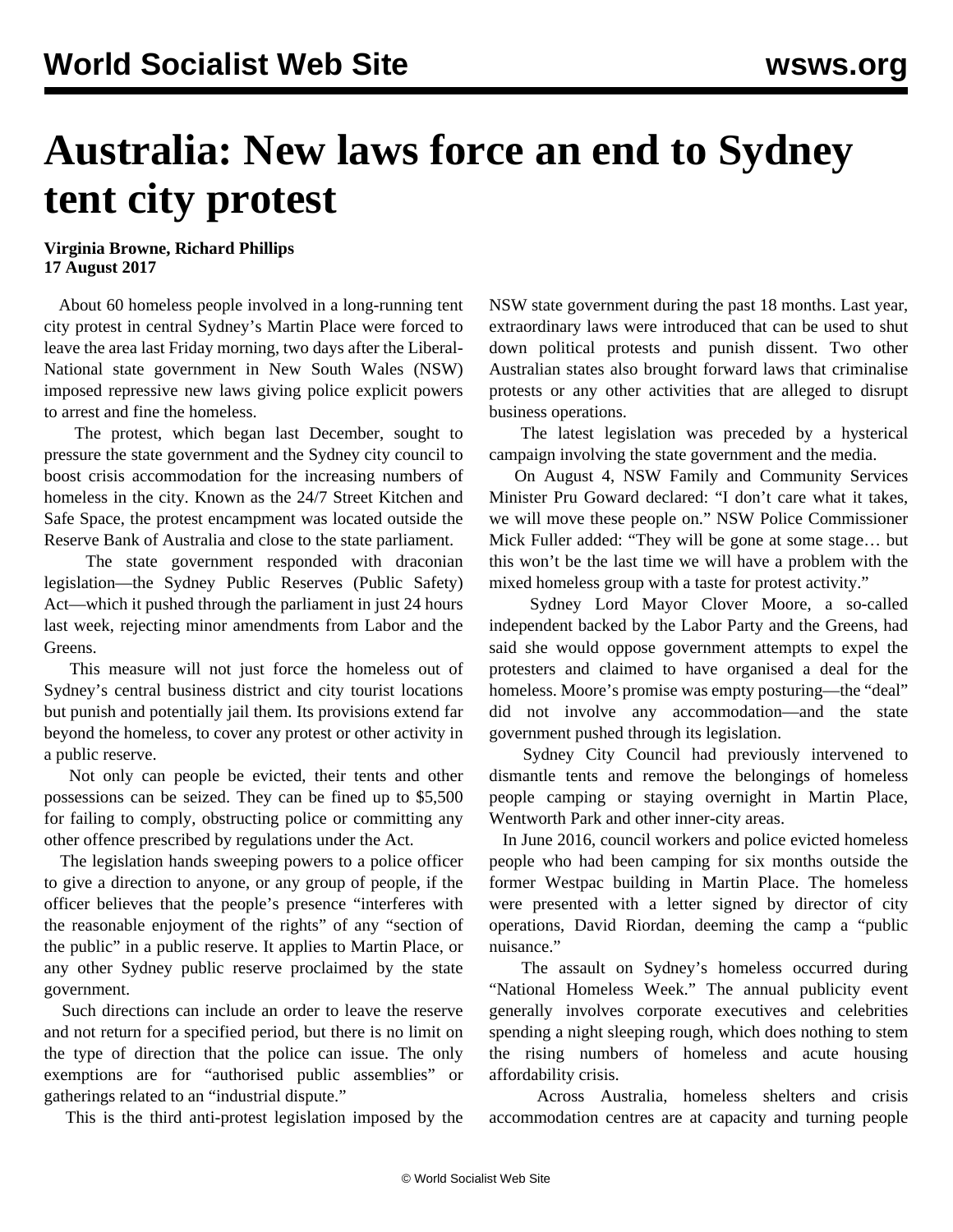# Australia: New laws force an end to Sydney tent city protest

**Virginia Browne, Richard Phillips**
**17 August 2017**

About 60 homeless people involved in a long-running tent city protest in central Sydney's Martin Place were forced to leave the area last Friday morning, two days after the Liberal-National state government in New South Wales (NSW) imposed repressive new laws giving police explicit powers to arrest and fine the homeless.

The protest, which began last December, sought to pressure the state government and the Sydney city council to boost crisis accommodation for the increasing numbers of homeless in the city. Known as the 24/7 Street Kitchen and Safe Space, the protest encampment was located outside the Reserve Bank of Australia and close to the state parliament.

The state government responded with draconian legislation—the Sydney Public Reserves (Public Safety) Act—which it pushed through the parliament in just 24 hours last week, rejecting minor amendments from Labor and the Greens.

This measure will not just force the homeless out of Sydney's central business district and city tourist locations but punish and potentially jail them. Its provisions extend far beyond the homeless, to cover any protest or other activity in a public reserve.

Not only can people be evicted, their tents and other possessions can be seized. They can be fined up to $5,500 for failing to comply, obstructing police or committing any other offence prescribed by regulations under the Act.

The legislation hands sweeping powers to a police officer to give a direction to anyone, or any group of people, if the officer believes that the people's presence "interferes with the reasonable enjoyment of the rights" of any "section of the public" in a public reserve. It applies to Martin Place, or any other Sydney public reserve proclaimed by the state government.

Such directions can include an order to leave the reserve and not return for a specified period, but there is no limit on the type of direction that the police can issue. The only exemptions are for "authorised public assemblies" or gatherings related to an "industrial dispute."

This is the third anti-protest legislation imposed by the NSW state government during the past 18 months. Last year, extraordinary laws were introduced that can be used to shut down political protests and punish dissent. Two other Australian states also brought forward laws that criminalise protests or any other activities that are alleged to disrupt business operations.

The latest legislation was preceded by a hysterical campaign involving the state government and the media.

On August 4, NSW Family and Community Services Minister Pru Goward declared: "I don't care what it takes, we will move these people on." NSW Police Commissioner Mick Fuller added: "They will be gone at some stage… but this won't be the last time we will have a problem with the mixed homeless group with a taste for protest activity."

Sydney Lord Mayor Clover Moore, a so-called independent backed by the Labor Party and the Greens, had said she would oppose government attempts to expel the protesters and claimed to have organised a deal for the homeless. Moore's promise was empty posturing—the "deal" did not involve any accommodation—and the state government pushed through its legislation.

Sydney City Council had previously intervened to dismantle tents and remove the belongings of homeless people camping or staying overnight in Martin Place, Wentworth Park and other inner-city areas.

In June 2016, council workers and police evicted homeless people who had been camping for six months outside the former Westpac building in Martin Place. The homeless were presented with a letter signed by director of city operations, David Riordan, deeming the camp a "public nuisance."

The assault on Sydney's homeless occurred during "National Homeless Week." The annual publicity event generally involves corporate executives and celebrities spending a night sleeping rough, which does nothing to stem the rising numbers of homeless and acute housing affordability crisis.

Across Australia, homeless shelters and crisis accommodation centres are at capacity and turning people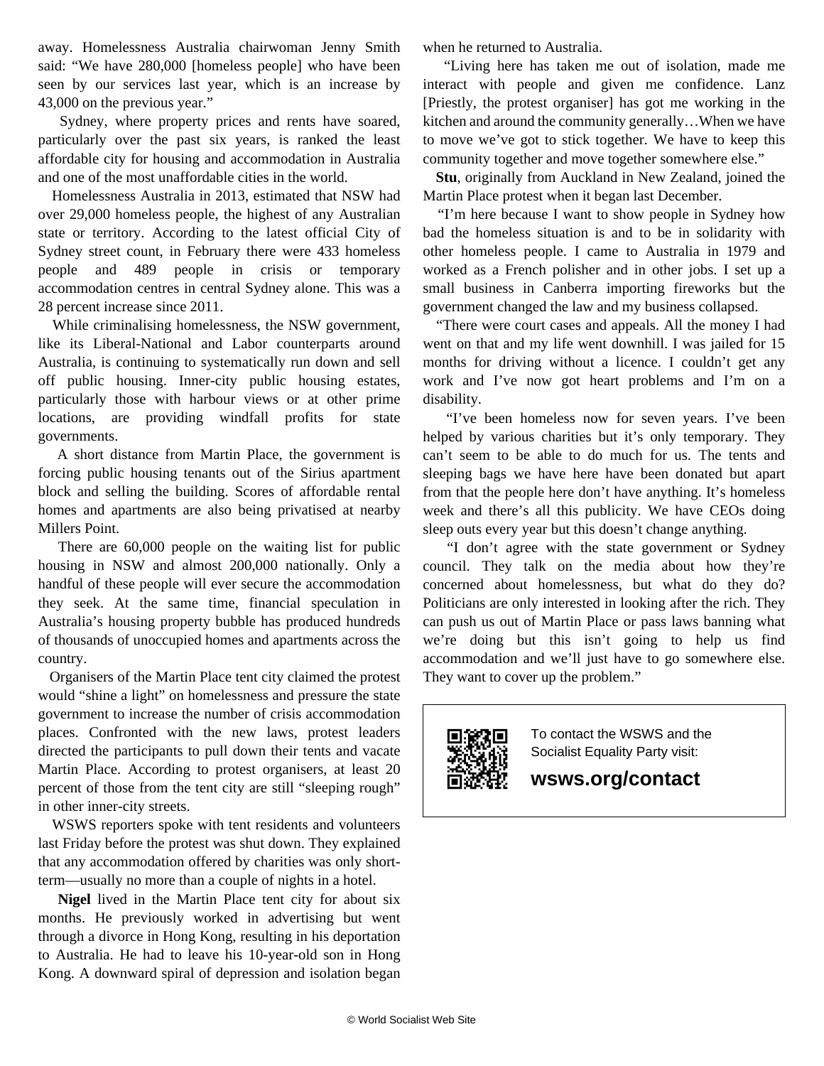away. Homelessness Australia chairwoman Jenny Smith said: "We have 280,000 [homeless people] who have been seen by our services last year, which is an increase by 43,000 on the previous year."

Sydney, where property prices and rents have soared, particularly over the past six years, is ranked the least affordable city for housing and accommodation in Australia and one of the most unaffordable cities in the world.

Homelessness Australia in 2013, estimated that NSW had over 29,000 homeless people, the highest of any Australian state or territory. According to the latest official City of Sydney street count, in February there were 433 homeless people and 489 people in crisis or temporary accommodation centres in central Sydney alone. This was a 28 percent increase since 2011.

While criminalising homelessness, the NSW government, like its Liberal-National and Labor counterparts around Australia, is continuing to systematically run down and sell off public housing. Inner-city public housing estates, particularly those with harbour views or at other prime locations, are providing windfall profits for state governments.

A short distance from Martin Place, the government is forcing public housing tenants out of the Sirius apartment block and selling the building. Scores of affordable rental homes and apartments are also being privatised at nearby Millers Point.

There are 60,000 people on the waiting list for public housing in NSW and almost 200,000 nationally. Only a handful of these people will ever secure the accommodation they seek. At the same time, financial speculation in Australia's housing property bubble has produced hundreds of thousands of unoccupied homes and apartments across the country.

Organisers of the Martin Place tent city claimed the protest would "shine a light" on homelessness and pressure the state government to increase the number of crisis accommodation places. Confronted with the new laws, protest leaders directed the participants to pull down their tents and vacate Martin Place. According to protest organisers, at least 20 percent of those from the tent city are still "sleeping rough" in other inner-city streets.

WSWS reporters spoke with tent residents and volunteers last Friday before the protest was shut down. They explained that any accommodation offered by charities was only short-term—usually no more than a couple of nights in a hotel.

**Nigel** lived in the Martin Place tent city for about six months. He previously worked in advertising but went through a divorce in Hong Kong, resulting in his deportation to Australia. He had to leave his 10-year-old son in Hong Kong. A downward spiral of depression and isolation began when he returned to Australia.

"Living here has taken me out of isolation, made me interact with people and given me confidence. Lanz [Priestly, the protest organiser] has got me working in the kitchen and around the community generally…When we have to move we've got to stick together. We have to keep this community together and move together somewhere else."

**Stu**, originally from Auckland in New Zealand, joined the Martin Place protest when it began last December.

"I'm here because I want to show people in Sydney how bad the homeless situation is and to be in solidarity with other homeless people. I came to Australia in 1979 and worked as a French polisher and in other jobs. I set up a small business in Canberra importing fireworks but the government changed the law and my business collapsed.

"There were court cases and appeals. All the money I had went on that and my life went downhill. I was jailed for 15 months for driving without a licence. I couldn't get any work and I've now got heart problems and I'm on a disability.

"I've been homeless now for seven years. I've been helped by various charities but it's only temporary. They can't seem to be able to do much for us. The tents and sleeping bags we have here have been donated but apart from that the people here don't have anything. It's homeless week and there's all this publicity. We have CEOs doing sleep outs every year but this doesn't change anything.

"I don't agree with the state government or Sydney council. They talk on the media about how they're concerned about homelessness, but what do they do? Politicians are only interested in looking after the rich. They can push us out of Martin Place or pass laws banning what we're doing but this isn't going to help us find accommodation and we'll just have to go somewhere else. They want to cover up the problem."

To contact the WSWS and the Socialist Equality Party visit:

**wsws.org/contact**